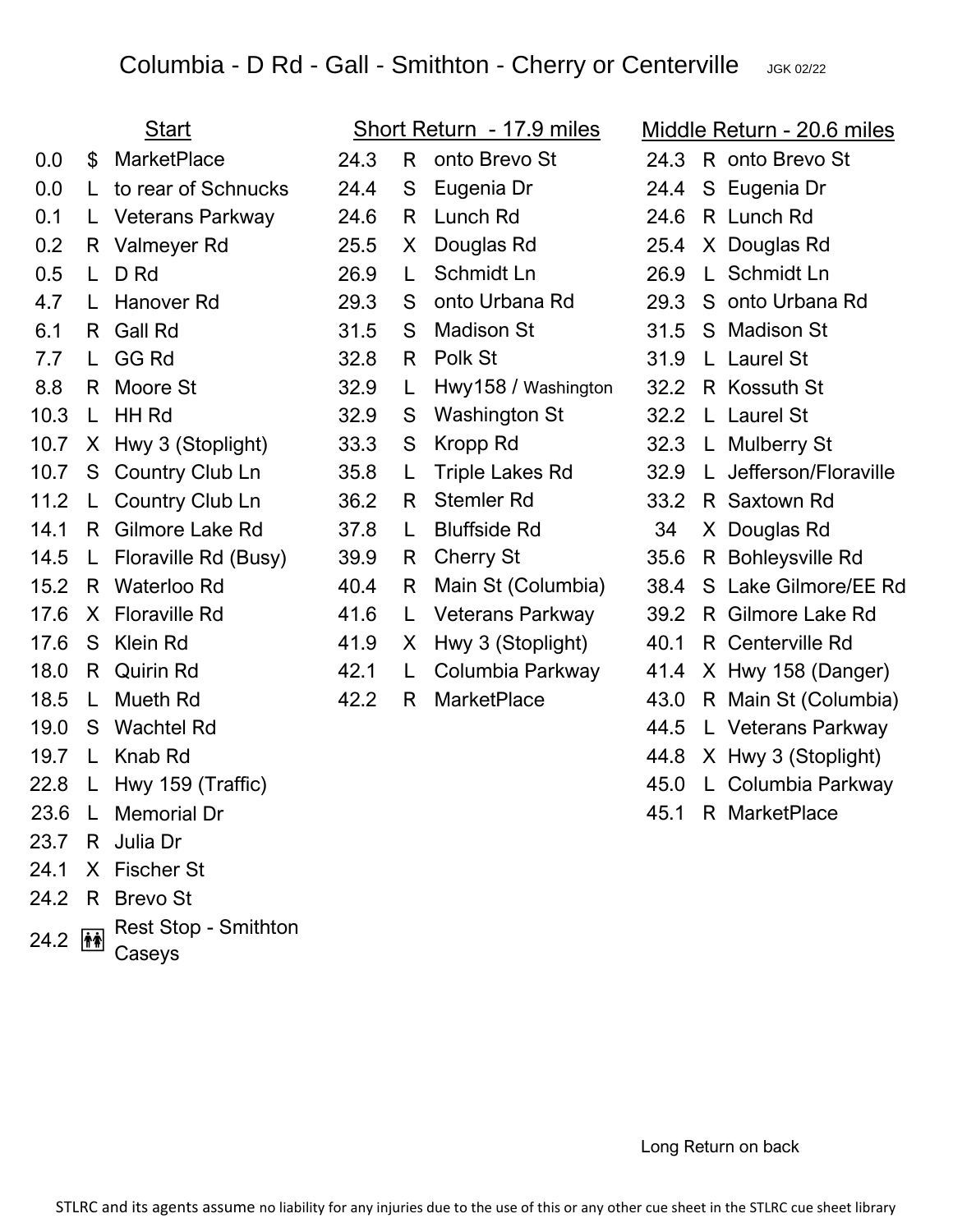# Columbia - D Rd - Gall - Smithton - Cherry or Centerville

JGK 02/22

## Start

| | | |
|---|---|---|
| 0.0 | $ | MarketPlace |
| 0.0 | L | to rear of Schnucks |
| 0.1 | L | Veterans Parkway |
| 0.2 | R | Valmeyer Rd |
| 0.5 | L | D Rd |
| 4.7 | L | Hanover Rd |
| 6.1 | R | Gall Rd |
| 7.7 | L | GG Rd |
| 8.8 | R | Moore St |
| 10.3 | L | HH Rd |
| 10.7 | X | Hwy 3 (Stoplight) |
| 10.7 | S | Country Club Ln |
| 11.2 | L | Country Club Ln |
| 14.1 | R | Gilmore Lake Rd |
| 14.5 | L | Floraville Rd (Busy) |
| 15.2 | R | Waterloo Rd |
| 17.6 | X | Floraville Rd |
| 17.6 | S | Klein Rd |
| 18.0 | R | Quirin Rd |
| 18.5 | L | Mueth Rd |
| 19.0 | S | Wachtel Rd |
| 19.7 | L | Knab Rd |
| 22.8 | L | Hwy 159 (Traffic) |
| 23.6 | L | Memorial Dr |
| 23.7 | R | Julia Dr |
| 24.1 | X | Fischer St |
| 24.2 | R | Brevo St |
| 24.2 | 🚻 | Rest Stop - Smithton Caseys |

## Short Return - 17.9 miles

| | | |
|---|---|---|
| 24.3 | R | onto Brevo St |
| 24.4 | S | Eugenia Dr |
| 24.6 | R | Lunch Rd |
| 25.5 | X | Douglas Rd |
| 26.9 | L | Schmidt Ln |
| 29.3 | S | onto Urbana Rd |
| 31.5 | S | Madison St |
| 32.8 | R | Polk St |
| 32.9 | L | Hwy158 / Washington |
| 32.9 | S | Washington St |
| 33.3 | S | Kropp Rd |
| 35.8 | L | Triple Lakes Rd |
| 36.2 | R | Stemler Rd |
| 37.8 | L | Bluffside Rd |
| 39.9 | R | Cherry St |
| 40.4 | R | Main St (Columbia) |
| 41.6 | L | Veterans Parkway |
| 41.9 | X | Hwy 3 (Stoplight) |
| 42.1 | L | Columbia Parkway |
| 42.2 | R | MarketPlace |

## Middle Return - 20.6 miles

| | | |
|---|---|---|
| 24.3 | R | onto Brevo St |
| 24.4 | S | Eugenia Dr |
| 24.6 | R | Lunch Rd |
| 25.4 | X | Douglas Rd |
| 26.9 | L | Schmidt Ln |
| 29.3 | S | onto Urbana Rd |
| 31.5 | S | Madison St |
| 31.9 | L | Laurel St |
| 32.2 | R | Kossuth St |
| 32.2 | L | Laurel St |
| 32.3 | L | Mulberry St |
| 32.9 | L | Jefferson/Floraville |
| 33.2 | R | Saxtown Rd |
| 34 | X | Douglas Rd |
| 35.6 | R | Bohleysville Rd |
| 38.4 | S | Lake Gilmore/EE Rd |
| 39.2 | R | Gilmore Lake Rd |
| 40.1 | R | Centerville Rd |
| 41.4 | X | Hwy 158 (Danger) |
| 43.0 | R | Main St (Columbia) |
| 44.5 | L | Veterans Parkway |
| 44.8 | X | Hwy 3 (Stoplight) |
| 45.0 | L | Columbia Parkway |
| 45.1 | R | MarketPlace |

Long Return on back

STLRC and its agents assume no liability for any injuries due to the use of this or any other cue sheet in the STLRC cue sheet library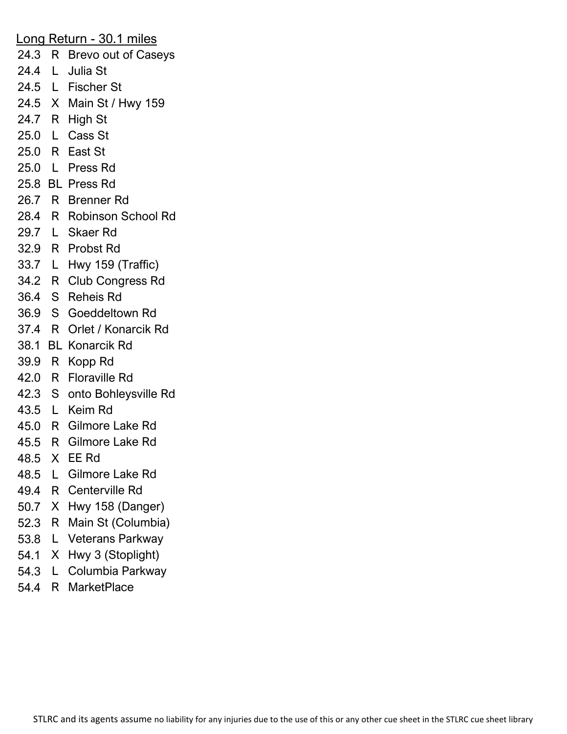<u>Long Return - 30.1 miles</u>

| | | |
|---|---|---|
| 24.3 | R | Brevo out of Caseys |
| 24.4 | L | Julia St |
| 24.5 | L | Fischer St |
| 24.5 | X | Main St / Hwy 159 |
| 24.7 | R | High St |
| 25.0 | L | Cass St |
| 25.0 | R | East St |
| 25.0 | L | Press Rd |
| 25.8 | BL | Press Rd |
| 26.7 | R | Brenner Rd |
| 28.4 | R | Robinson School Rd |
| 29.7 | L | Skaer Rd |
| 32.9 | R | Probst Rd |
| 33.7 | L | Hwy 159 (Traffic) |
| 34.2 | R | Club Congress Rd |
| 36.4 | S | Reheis Rd |
| 36.9 | S | Goeddeltown Rd |
| 37.4 | R | Orlet / Konarcik Rd |
| 38.1 | BL | Konarcik Rd |
| 39.9 | R | Kopp Rd |
| 42.0 | R | Floraville Rd |
| 42.3 | S | onto Bohleysville Rd |
| 43.5 | L | Keim Rd |
| 45.0 | R | Gilmore Lake Rd |
| 45.5 | R | Gilmore Lake Rd |
| 48.5 | X | EE Rd |
| 48.5 | L | Gilmore Lake Rd |
| 49.4 | R | Centerville Rd |
| 50.7 | X | Hwy 158 (Danger) |
| 52.3 | R | Main St (Columbia) |
| 53.8 | L | Veterans Parkway |
| 54.1 | X | Hwy 3 (Stoplight) |
| 54.3 | L | Columbia Parkway |
| 54.4 | R | MarketPlace |

STLRC and its agents assume no liability for any injuries due to the use of this or any other cue sheet in the STLRC cue sheet library